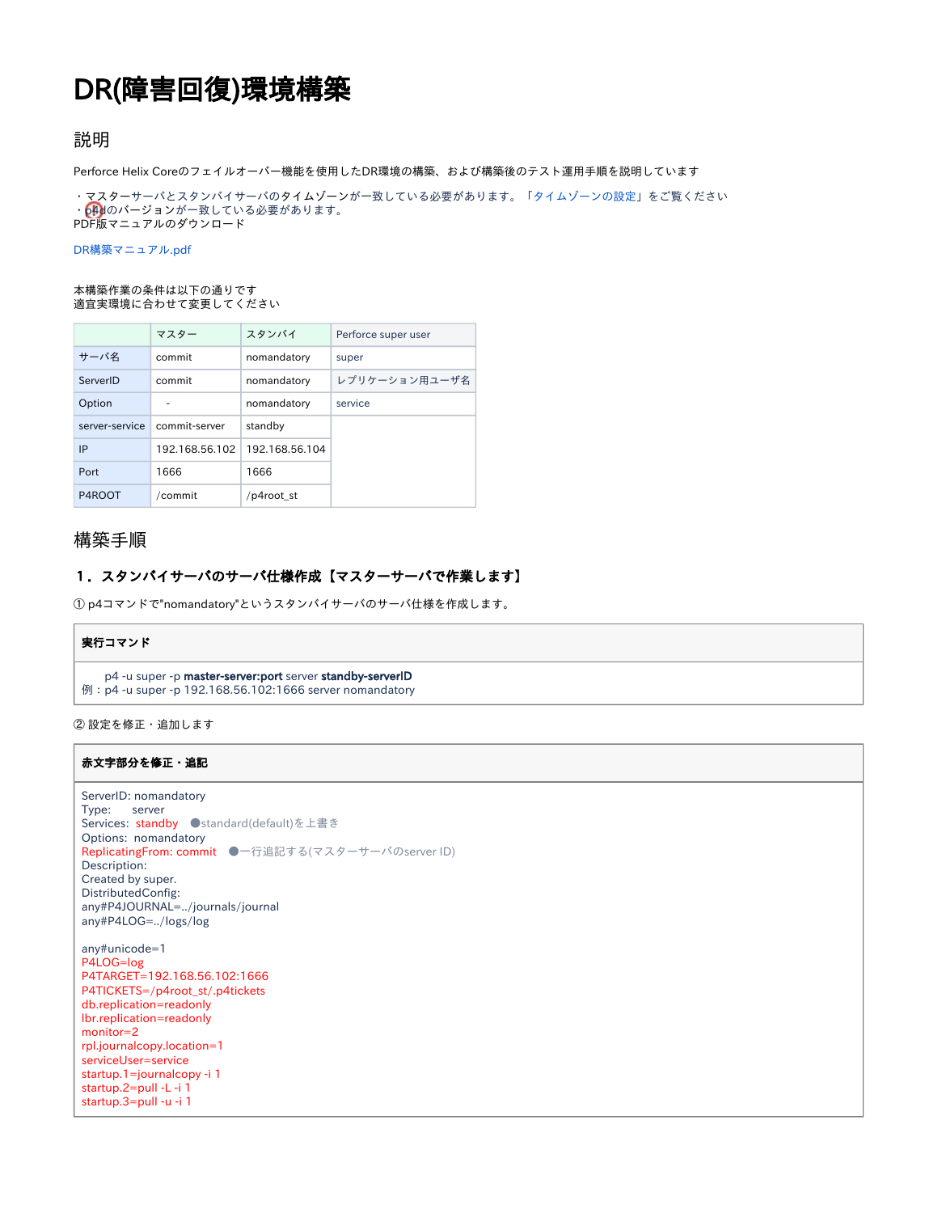# DR(障害回復)環境構築

## 説明

Perforce Helix Coreのフェイルオーバー機能を使用したDR環境の構築、および構築後のテスト運用手順を説明しています

・マスターサーバとスタンバイサーバのタイムゾーンが一致している必要があります。「タイムゾーンの設定」をご覧ください
・p4dのバージョンが一致している必要があります。
PDF版マニュアルのダウンロード

DR構築マニュアル.pdf

本構築作業の条件は以下の通りです
適宜実環境に合わせて変更してください

| | マスター | スタンバイ | Perforce super user |
|---|---|---|---|
| サーバ名 | commit | nomandatory | super |
| ServerID | commit | nomandatory | レプリケーション用ユーザ名 |
| Option | - | nomandatory | service |
| server-service | commit-server | standby | |
| IP | 192.168.56.102 | 192.168.56.104 | |
| Port | 1666 | 1666 | |
| P4ROOT | /commit | /p4root_st | |

## 構築手順

### 1．スタンバイサーバのサーバ仕様作成【マスターサーバで作業します】

① p4コマンドで"nomandatory"というスタンバイサーバのサーバ仕様を作成します。

**実行コマンド**

```
    p4 -u super -p master-server:port server standby-serverID
例：p4 -u super -p 192.168.56.102:1666 server nomandatory
```

② 設定を修正・追加します

**赤文字部分を修正・追記**

```
ServerID: nomandatory
Type:     server
Services:  standby    ●standard(default)を上書き
Options:  nomandatory
ReplicatingFrom: commit    ●一行追記する(マスターサーバのserver ID)
Description:
Created by super.
DistributedConfig:
any#P4JOURNAL=../journals/journal
any#P4LOG=../logs/log

any#unicode=1
P4LOG=log
P4TARGET=192.168.56.102:1666
P4TICKETS=/p4root_st/.p4tickets
db.replication=readonly
lbr.replication=readonly
monitor=2
rpl.journalcopy.location=1
serviceUser=service
startup.1=journalcopy -i 1
startup.2=pull -L -i 1
startup.3=pull -u -i 1
```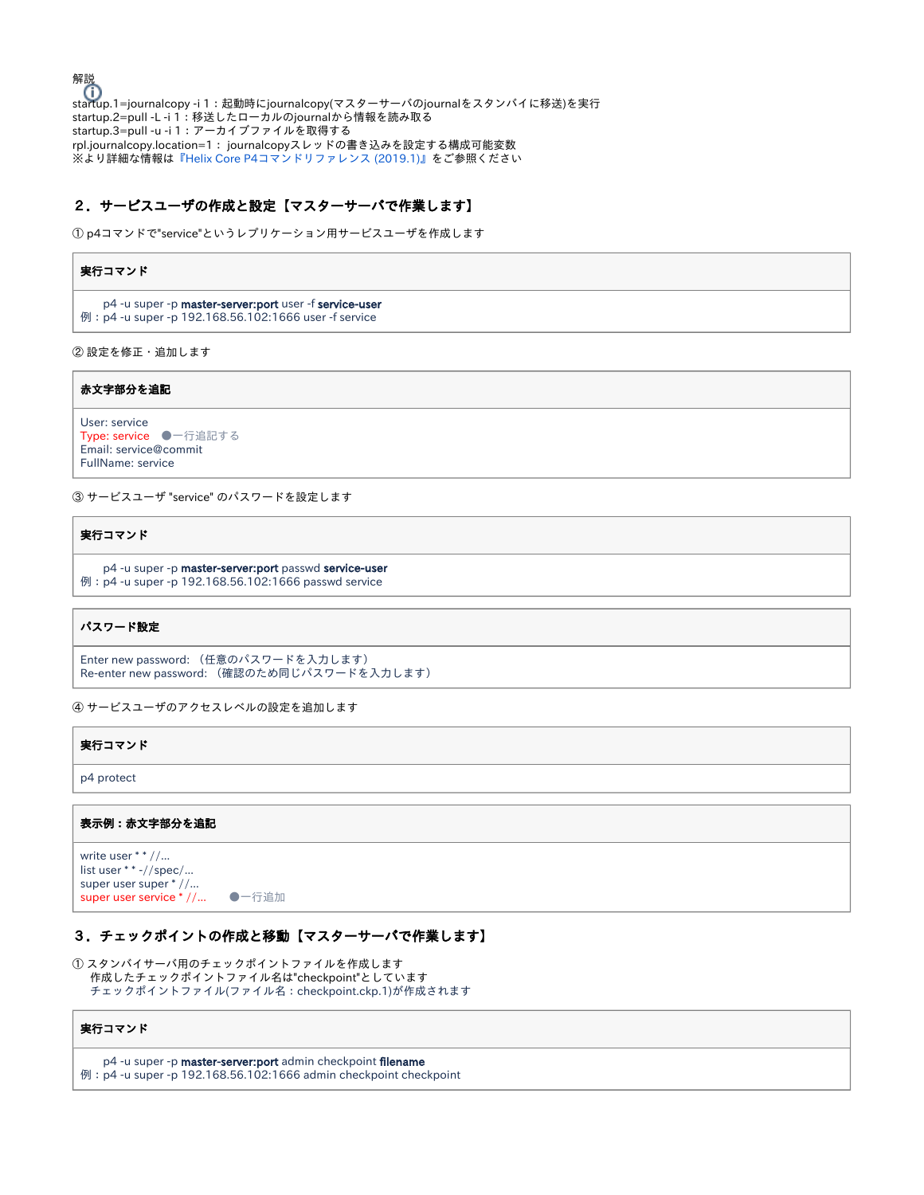解説

startup.1=journalcopy -i 1：起動時にjournalcopy(マスターサーバのjournalをスタンバイに移送)を実行
startup.2=pull -L -i 1：移送したローカルのjournalから情報を読み取る
startup.3=pull -u -i 1：アーカイブファイルを取得する
rpl.journalcopy.location=1： journalcopyスレッドの書き込みを設定する構成可能変数
※より詳細な情報は『Helix Core P4コマンドリファレンス (2019.1)』をご参照ください

## ２．サービスユーザの作成と設定【マスターサーバで作業します】

① p4コマンドで"service"というレプリケーション用サービスユーザを作成します

| 実行コマンド |
|---|
| p4 -u super -p **master-server:port** user -f **service-user**<br>例：p4 -u super -p 192.168.56.102:1666 user -f service |

② 設定を修正・追加します

| 赤文字部分を追記 |
|---|
| User: service<br>Type: service　●一行追記する<br>Email: service@commit<br>FullName: service |

③ サービスユーザ "service" のパスワードを設定します

| 実行コマンド |
|---|
| p4 -u super -p **master-server:port** passwd **service-user**<br>例：p4 -u super -p 192.168.56.102:1666 passwd service |

| パスワード設定 |
|---|
| Enter new password: （任意のパスワードを入力します）<br>Re-enter new password: （確認のため同じパスワードを入力します） |

④ サービスユーザのアクセスレベルの設定を追加します

| 実行コマンド |
|---|
| p4 protect |

| 表示例：赤文字部分を追記 |
|---|
| write user * * //...<br>list user * * -//spec/...<br>super user super * //...<br>super user service * //...　　●一行追加 |

## ３．チェックポイントの作成と移動【マスターサーバで作業します】

① スタンバイサーバ用のチェックポイントファイルを作成します
　作成したチェックポイントファイル名は"checkpoint"としています
　チェックポイントファイル(ファイル名：checkpoint.ckp.1)が作成されます

| 実行コマンド |
|---|
| p4 -u super -p **master-server:port** admin checkpoint **filename**<br>例：p4 -u super -p 192.168.56.102:1666 admin checkpoint checkpoint |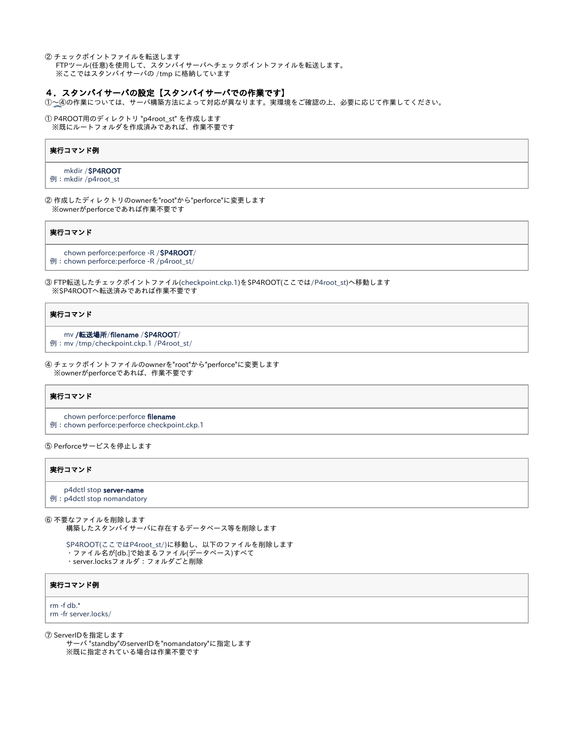② チェックポイントファイルを転送します
　FTPツール(任意)を使用して、スタンバイサーバへチェックポイントファイルを転送します。
　※ここではスタンバイサーバの /tmp に格納しています

## ４．スタンバイサーバの設定【スタンバイサーバでの作業です】

①～④の作業については、サーバ構築方法によって対応が異なります。実環境をご確認の上、必要に応じて作業してください。

① P4ROOT用のディレクトリ "p4root_st" を作成します
　※既にルートフォルダを作成済みであれば、作業不要です

**実行コマンド例**

```
    mkdir /$P4ROOT
例：mkdir /p4root_st
```

② 作成したディレクトリのownerを"root"から"perforce"に変更します
　※ownerがperforceであれば作業不要です

**実行コマンド**

```
    chown perforce:perforce -R /$P4ROOT/
例：chown perforce:perforce -R /p4root_st/
```

③ FTP転送したチェックポイントファイル(checkpoint.ckp.1)を$P4ROOT(ここでは/P4root_st)へ移動します
　※$P4ROOTへ転送済みであれば作業不要です

**実行コマンド**

```
    mv /転送場所/filename /$P4ROOT/
例：mv /tmp/checkpoint.ckp.1 /P4root_st/
```

④ チェックポイントファイルのownerを"root"から"perforce"に変更します
　※ownerがperforceであれば、作業不要です

**実行コマンド**

```
    chown perforce:perforce filename
例：chown perforce:perforce checkpoint.ckp.1
```

⑤ Perforceサービスを停止します

**実行コマンド**

```
    p4dctl stop server-name
例：p4dctl stop nomandatory
```

⑥ 不要なファイルを削除します
　　構築したスタンバイサーバに存在するデータベース等を削除します

　　$P4ROOT(ここではP4root_st/)に移動し、以下のファイルを削除します
　　・ファイル名が[db.]で始まるファイル(データベース)すべて
　　・server.locksフォルダ：フォルダごと削除

**実行コマンド例**

```
rm -f db.*
rm -fr server.locks/
```

⑦ ServerIDを指定します
　　サーバ "standby"のserverIDを"nomandatory"に指定します
　　※既に指定されている場合は作業不要です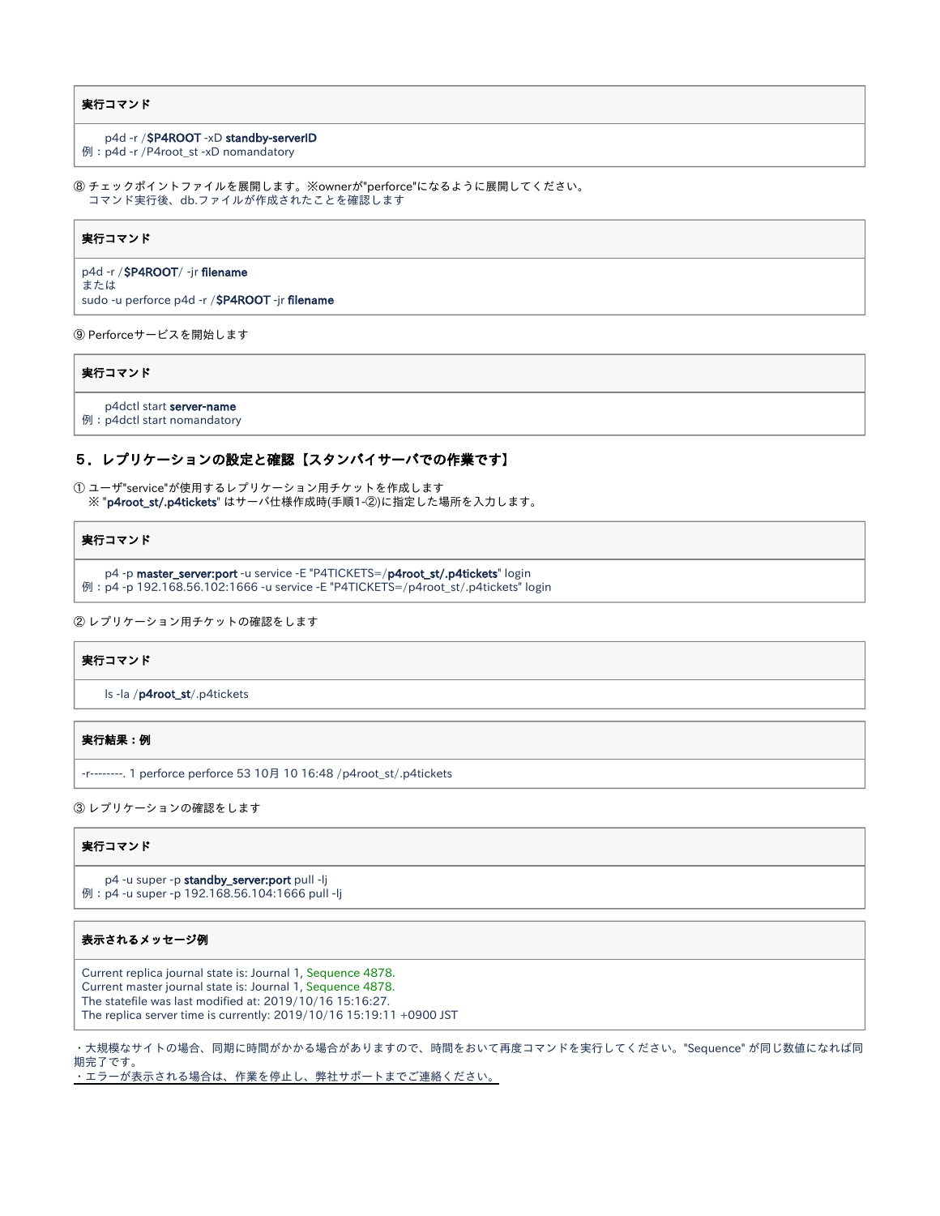**実行コマンド**

```
p4d -r /$P4ROOT -xD standby-serverID
例：p4d -r /P4root_st -xD nomandatory
```

⑧ チェックポイントファイルを展開します。※ownerが"perforce"になるように展開してください。
コマンド実行後、db.ファイルが作成されたことを確認します

**実行コマンド**

```
p4d -r /$P4ROOT/ -jr filename
または
sudo -u perforce p4d -r /$P4ROOT -jr filename
```

⑨ Perforceサービスを開始します

**実行コマンド**

```
p4dctl start server-name
例：p4dctl start nomandatory
```

## ５．レプリケーションの設定と確認【スタンバイサーバでの作業です】

① ユーザ"service"が使用するレプリケーション用チケットを作成します
※ "**p4root_st/.p4tickets**" はサーバ仕様作成時(手順1-②)に指定した場所を入力します。

**実行コマンド**

```
p4 -p master_server:port -u service -E "P4TICKETS=/p4root_st/.p4tickets" login
例：p4 -p 192.168.56.102:1666 -u service -E "P4TICKETS=/p4root_st/.p4tickets" login
```

② レプリケーション用チケットの確認をします

**実行コマンド**

```
ls -la /p4root_st/.p4tickets
```

**実行結果：例**

```
-r--------. 1 perforce perforce 53 10月 10 16:48 /p4root_st/.p4tickets
```

③ レプリケーションの確認をします

**実行コマンド**

```
p4 -u super -p standby_server:port pull -lj
例：p4 -u super -p 192.168.56.104:1666 pull -lj
```

**表示されるメッセージ例**

```
Current replica journal state is: Journal 1, Sequence 4878.
Current master journal state is: Journal 1, Sequence 4878.
The statefile was last modified at: 2019/10/16 15:16:27.
The replica server time is currently: 2019/10/16 15:19:11 +0900 JST
```

・大規模なサイトの場合、同期に時間がかかる場合がありますので、時間をおいて再度コマンドを実行してください。"Sequence" が同じ数値になれば同期完了です。
・エラーが表示される場合は、作業を停止し、弊社サポートまでご連絡ください。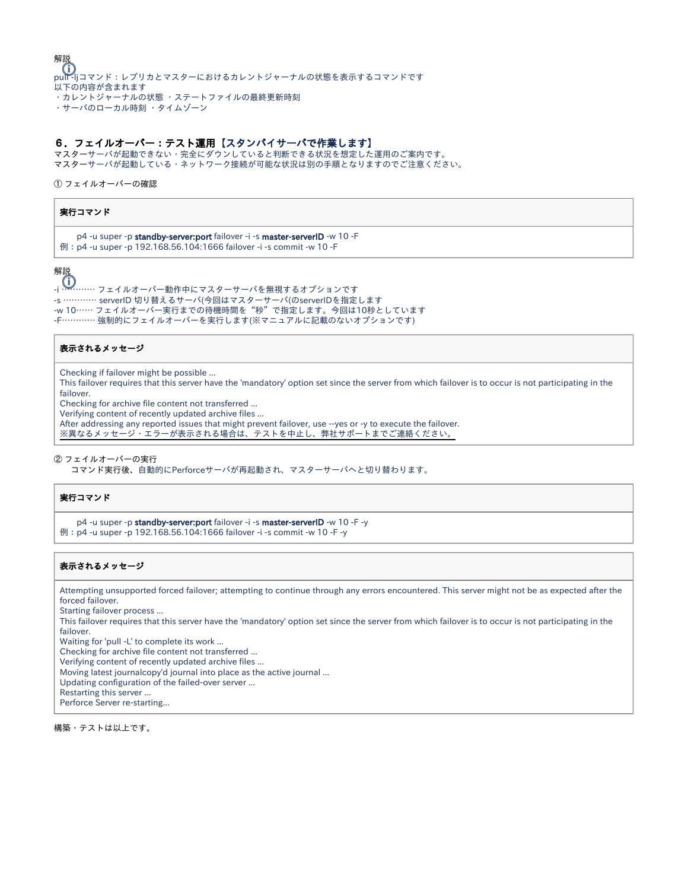解説

pull -ljコマンド：レプリカとマスターにおけるカレントジャーナルの状態を表示するコマンドです
以下の内容が含まれます
・カレントジャーナルの状態 ・ステートファイルの最終更新時刻
・サーバのローカル時刻 ・タイムゾーン

## ６．フェイルオーバー：テスト運用【スタンバイサーバで作業します】

マスターサーバが起動できない・完全にダウンしていると判断できる状況を想定した運用のご案内です。
マスターサーバが起動している・ネットワーク接続が可能な状況は別の手順となりますのでご注意ください。

① フェイルオーバーの確認

**実行コマンド**

p4 -u super -p **standby-server:port** failover -i -s **master-serverID** -w 10 -F
例：p4 -u super -p 192.168.56.104:1666 failover -i -s commit -w 10 -F

解説

-i ………… フェイルオーバー動作中にマスターサーバを無視するオプションです
-s ………… serverID 切り替えるサーバ(今回はマスターサーバ(のserverIDを指定します
-w 10…… フェイルオーバー実行までの待機時間を“秒”で指定します。今回は10秒としています
-F………… 強制的にフェイルオーバーを実行します(※マニュアルに記載のないオプションです)

**表示されるメッセージ**

```
Checking if failover might be possible ...
This failover requires that this server have the 'mandatory' option set since the server from which failover is to occur is not participating in the failover.
Checking for archive file content not transferred ...
Verifying content of recently updated archive files ...
After addressing any reported issues that might prevent failover, use --yes or -y to execute the failover.
```

※異なるメッセージ・エラーが表示される場合は、テストを中止し、弊社サポートまでご連絡ください。

② フェイルオーバーの実行
コマンド実行後、自動的にPerforceサーバが再起動され、マスターサーバへと切り替わります。

**実行コマンド**

p4 -u super -p **standby-server:port** failover -i -s **master-serverID** -w 10 -F -y
例：p4 -u super -p 192.168.56.104:1666 failover -i -s commit -w 10 -F -y

**表示されるメッセージ**

```
Attempting unsupported forced failover; attempting to continue through any errors encountered. This server might not be as expected after the forced failover.
Starting failover process ...
This failover requires that this server have the 'mandatory' option set since the server from which failover is to occur is not participating in the failover.
Waiting for 'pull -L' to complete its work ...
Checking for archive file content not transferred ...
Verifying content of recently updated archive files ...
Moving latest journalcopy'd journal into place as the active journal ...
Updating configuration of the failed-over server ...
Restarting this server ...
Perforce Server re-starting...
```

構築・テストは以上です。